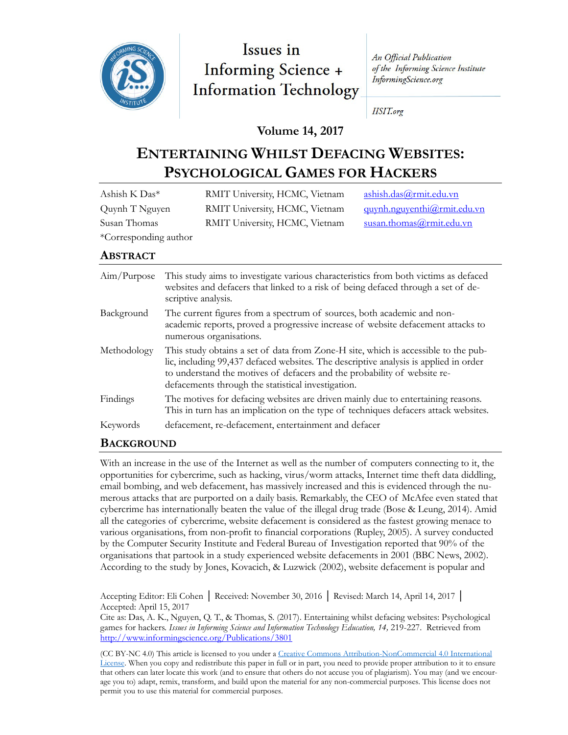Issues in Informing Science + Information Technology

*An Official Publication of the Informing Science Institute InformingScience.org*

*IISIT.org*

**Volume 14, 2017**

# ENTERTAINING WHILST DEFACING WEBSITES: PSYCHOLOGICAL GAMES FOR HACKERS

| | | |
|---|---|---|
| Ashish K Das* | RMIT University, HCMC, Vietnam | ashish.das@rmit.edu.vn |
| Quynh T Nguyen | RMIT University, HCMC, Vietnam | quynh.nguyenthi@rmit.edu.vn |
| Susan Thomas | RMIT University, HCMC, Vietnam | susan.thomas@rmit.edu.vn |

*Corresponding author

## ABSTRACT

| | |
|---|---|
| Aim/Purpose | This study aims to investigate various characteristics from both victims as defaced websites and defacers that linked to a risk of being defaced through a set of descriptive analysis. |
| Background | The current figures from a spectrum of sources, both academic and non-academic reports, proved a progressive increase of website defacement attacks to numerous organisations. |
| Methodology | This study obtains a set of data from Zone-H site, which is accessible to the public, including 99,437 defaced websites. The descriptive analysis is applied in order to understand the motives of defacers and the probability of website re-defacements through the statistical investigation. |
| Findings | The motives for defacing websites are driven mainly due to entertaining reasons. This in turn has an implication on the type of techniques defacers attack websites. |
| Keywords | defacement, re-defacement, entertainment and defacer |

## BACKGROUND

With an increase in the use of the Internet as well as the number of computers connecting to it, the opportunities for cybercrime, such as hacking, virus/worm attacks, Internet time theft data diddling, email bombing, and web defacement, has massively increased and this is evidenced through the numerous attacks that are purported on a daily basis. Remarkably, the CEO of McAfee even stated that cybercrime has internationally beaten the value of the illegal drug trade (Bose & Leung, 2014). Amid all the categories of cybercrime, website defacement is considered as the fastest growing menace to various organisations, from non-profit to financial corporations (Rupley, 2005). A survey conducted by the Computer Security Institute and Federal Bureau of Investigation reported that 90% of the organisations that partook in a study experienced website defacements in 2001 (BBC News, 2002). According to the study by Jones, Kovacich, & Luzwick (2002), website defacement is popular and

Accepting Editor: Eli Cohen │ Received: November 30, 2016 │ Revised: March 14, April 14, 2017 │ Accepted: April 15, 2017

Cite as: Das, A. K., Nguyen, Q. T., & Thomas, S. (2017). Entertaining whilst defacing websites: Psychological games for hackers. *Issues in Informing Science and Information Technology Education, 14,* 219-227. Retrieved from http://www.informingscience.org/Publications/3801

(CC BY-NC 4.0) This article is licensed to you under a Creative Commons Attribution-NonCommercial 4.0 International License. When you copy and redistribute this paper in full or in part, you need to provide proper attribution to it to ensure that others can later locate this work (and to ensure that others do not accuse you of plagiarism). You may (and we encourage you to) adapt, remix, transform, and build upon the material for any non-commercial purposes. This license does not permit you to use this material for commercial purposes.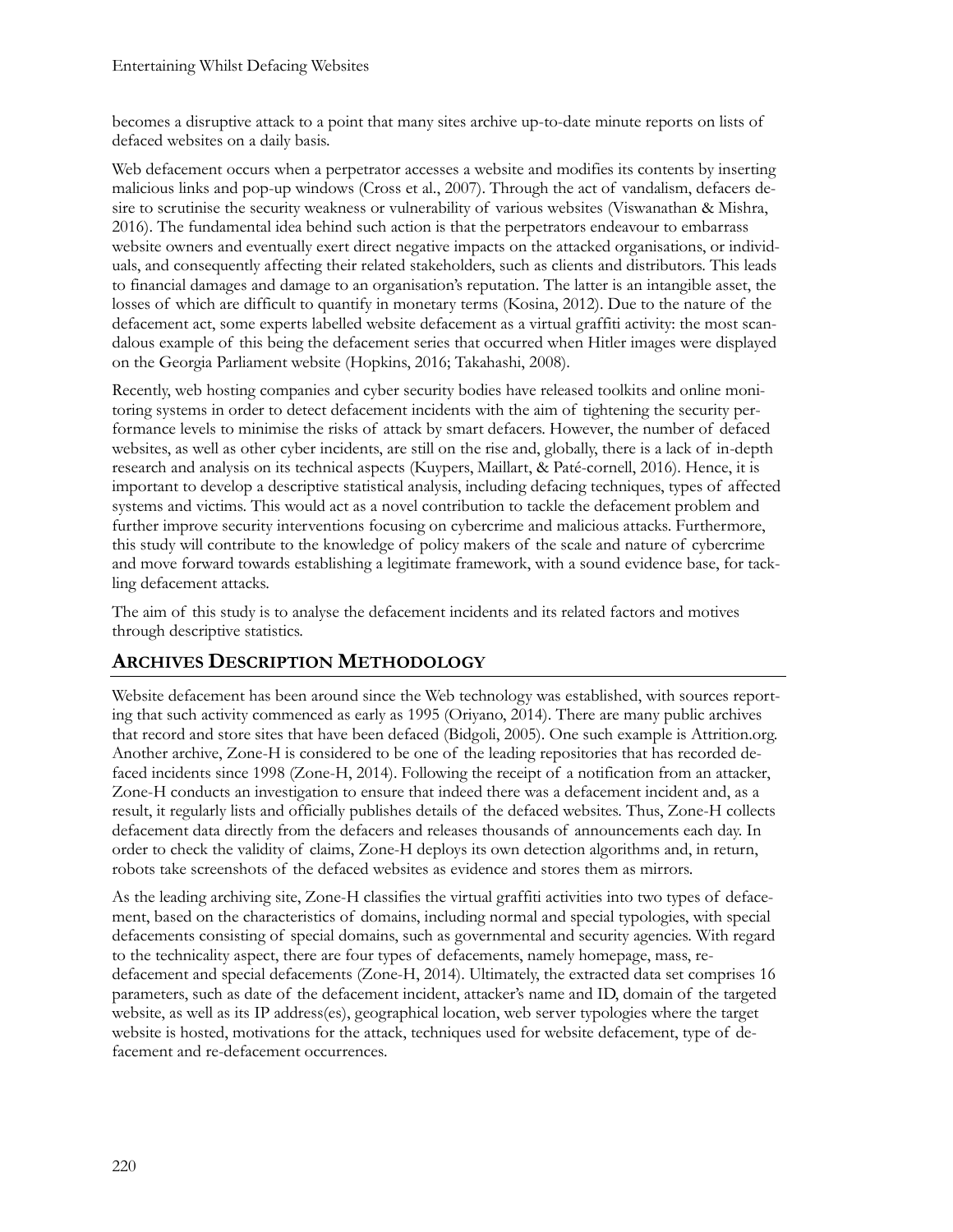becomes a disruptive attack to a point that many sites archive up-to-date minute reports on lists of defaced websites on a daily basis.

Web defacement occurs when a perpetrator accesses a website and modifies its contents by inserting malicious links and pop-up windows (Cross et al., 2007). Through the act of vandalism, defacers desire to scrutinise the security weakness or vulnerability of various websites (Viswanathan & Mishra, 2016). The fundamental idea behind such action is that the perpetrators endeavour to embarrass website owners and eventually exert direct negative impacts on the attacked organisations, or individuals, and consequently affecting their related stakeholders, such as clients and distributors. This leads to financial damages and damage to an organisation's reputation. The latter is an intangible asset, the losses of which are difficult to quantify in monetary terms (Kosina, 2012). Due to the nature of the defacement act, some experts labelled website defacement as a virtual graffiti activity: the most scandalous example of this being the defacement series that occurred when Hitler images were displayed on the Georgia Parliament website (Hopkins, 2016; Takahashi, 2008).

Recently, web hosting companies and cyber security bodies have released toolkits and online monitoring systems in order to detect defacement incidents with the aim of tightening the security performance levels to minimise the risks of attack by smart defacers. However, the number of defaced websites, as well as other cyber incidents, are still on the rise and, globally, there is a lack of in-depth research and analysis on its technical aspects (Kuypers, Maillart, & Paté-cornell, 2016). Hence, it is important to develop a descriptive statistical analysis, including defacing techniques, types of affected systems and victims. This would act as a novel contribution to tackle the defacement problem and further improve security interventions focusing on cybercrime and malicious attacks. Furthermore, this study will contribute to the knowledge of policy makers of the scale and nature of cybercrime and move forward towards establishing a legitimate framework, with a sound evidence base, for tackling defacement attacks.

The aim of this study is to analyse the defacement incidents and its related factors and motives through descriptive statistics.

## Archives Description Methodology

Website defacement has been around since the Web technology was established, with sources reporting that such activity commenced as early as 1995 (Oriyano, 2014). There are many public archives that record and store sites that have been defaced (Bidgoli, 2005). One such example is Attrition.org. Another archive, Zone-H is considered to be one of the leading repositories that has recorded defaced incidents since 1998 (Zone-H, 2014). Following the receipt of a notification from an attacker, Zone-H conducts an investigation to ensure that indeed there was a defacement incident and, as a result, it regularly lists and officially publishes details of the defaced websites. Thus, Zone-H collects defacement data directly from the defacers and releases thousands of announcements each day. In order to check the validity of claims, Zone-H deploys its own detection algorithms and, in return, robots take screenshots of the defaced websites as evidence and stores them as mirrors.

As the leading archiving site, Zone-H classifies the virtual graffiti activities into two types of defacement, based on the characteristics of domains, including normal and special typologies, with special defacements consisting of special domains, such as governmental and security agencies. With regard to the technicality aspect, there are four types of defacements, namely homepage, mass, re-defacement and special defacements (Zone-H, 2014). Ultimately, the extracted data set comprises 16 parameters, such as date of the defacement incident, attacker's name and ID, domain of the targeted website, as well as its IP address(es), geographical location, web server typologies where the target website is hosted, motivations for the attack, techniques used for website defacement, type of defacement and re-defacement occurrences.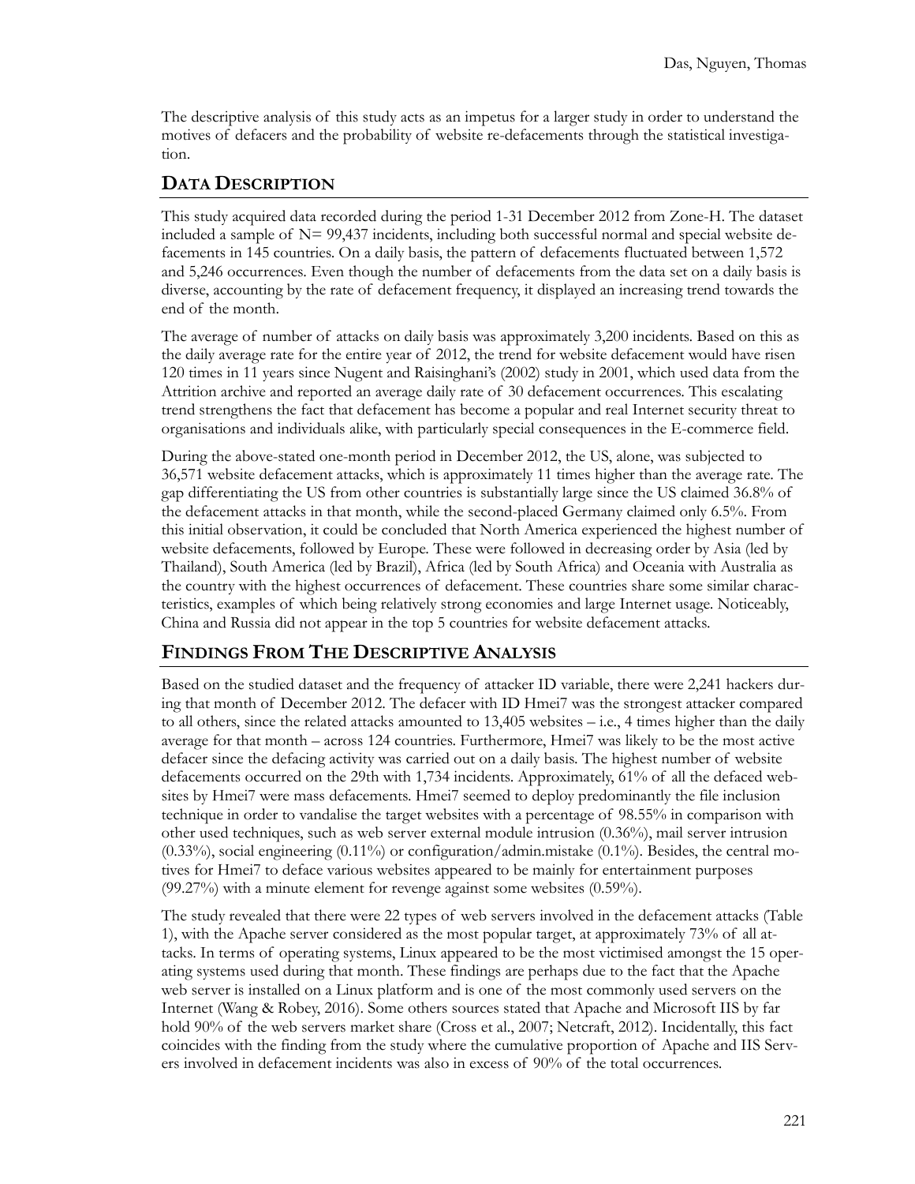The descriptive analysis of this study acts as an impetus for a larger study in order to understand the motives of defacers and the probability of website re-defacements through the statistical investigation.

## DATA DESCRIPTION

This study acquired data recorded during the period 1-31 December 2012 from Zone-H. The dataset included a sample of N= 99,437 incidents, including both successful normal and special website defacements in 145 countries. On a daily basis, the pattern of defacements fluctuated between 1,572 and 5,246 occurrences. Even though the number of defacements from the data set on a daily basis is diverse, accounting by the rate of defacement frequency, it displayed an increasing trend towards the end of the month.

The average of number of attacks on daily basis was approximately 3,200 incidents. Based on this as the daily average rate for the entire year of 2012, the trend for website defacement would have risen 120 times in 11 years since Nugent and Raisinghani's (2002) study in 2001, which used data from the Attrition archive and reported an average daily rate of 30 defacement occurrences. This escalating trend strengthens the fact that defacement has become a popular and real Internet security threat to organisations and individuals alike, with particularly special consequences in the E-commerce field.

During the above-stated one-month period in December 2012, the US, alone, was subjected to 36,571 website defacement attacks, which is approximately 11 times higher than the average rate. The gap differentiating the US from other countries is substantially large since the US claimed 36.8% of the defacement attacks in that month, while the second-placed Germany claimed only 6.5%. From this initial observation, it could be concluded that North America experienced the highest number of website defacements, followed by Europe. These were followed in decreasing order by Asia (led by Thailand), South America (led by Brazil), Africa (led by South Africa) and Oceania with Australia as the country with the highest occurrences of defacement. These countries share some similar characteristics, examples of which being relatively strong economies and large Internet usage. Noticeably, China and Russia did not appear in the top 5 countries for website defacement attacks.

## FINDINGS FROM THE DESCRIPTIVE ANALYSIS

Based on the studied dataset and the frequency of attacker ID variable, there were 2,241 hackers during that month of December 2012. The defacer with ID Hmei7 was the strongest attacker compared to all others, since the related attacks amounted to 13,405 websites – i.e., 4 times higher than the daily average for that month – across 124 countries. Furthermore, Hmei7 was likely to be the most active defacer since the defacing activity was carried out on a daily basis. The highest number of website defacements occurred on the 29th with 1,734 incidents. Approximately, 61% of all the defaced websites by Hmei7 were mass defacements. Hmei7 seemed to deploy predominantly the file inclusion technique in order to vandalise the target websites with a percentage of 98.55% in comparison with other used techniques, such as web server external module intrusion (0.36%), mail server intrusion (0.33%), social engineering (0.11%) or configuration/admin.mistake (0.1%). Besides, the central motives for Hmei7 to deface various websites appeared to be mainly for entertainment purposes (99.27%) with a minute element for revenge against some websites (0.59%).

The study revealed that there were 22 types of web servers involved in the defacement attacks (Table 1), with the Apache server considered as the most popular target, at approximately 73% of all attacks. In terms of operating systems, Linux appeared to be the most victimised amongst the 15 operating systems used during that month. These findings are perhaps due to the fact that the Apache web server is installed on a Linux platform and is one of the most commonly used servers on the Internet (Wang & Robey, 2016). Some others sources stated that Apache and Microsoft IIS by far hold 90% of the web servers market share (Cross et al., 2007; Netcraft, 2012). Incidentally, this fact coincides with the finding from the study where the cumulative proportion of Apache and IIS Servers involved in defacement incidents was also in excess of 90% of the total occurrences.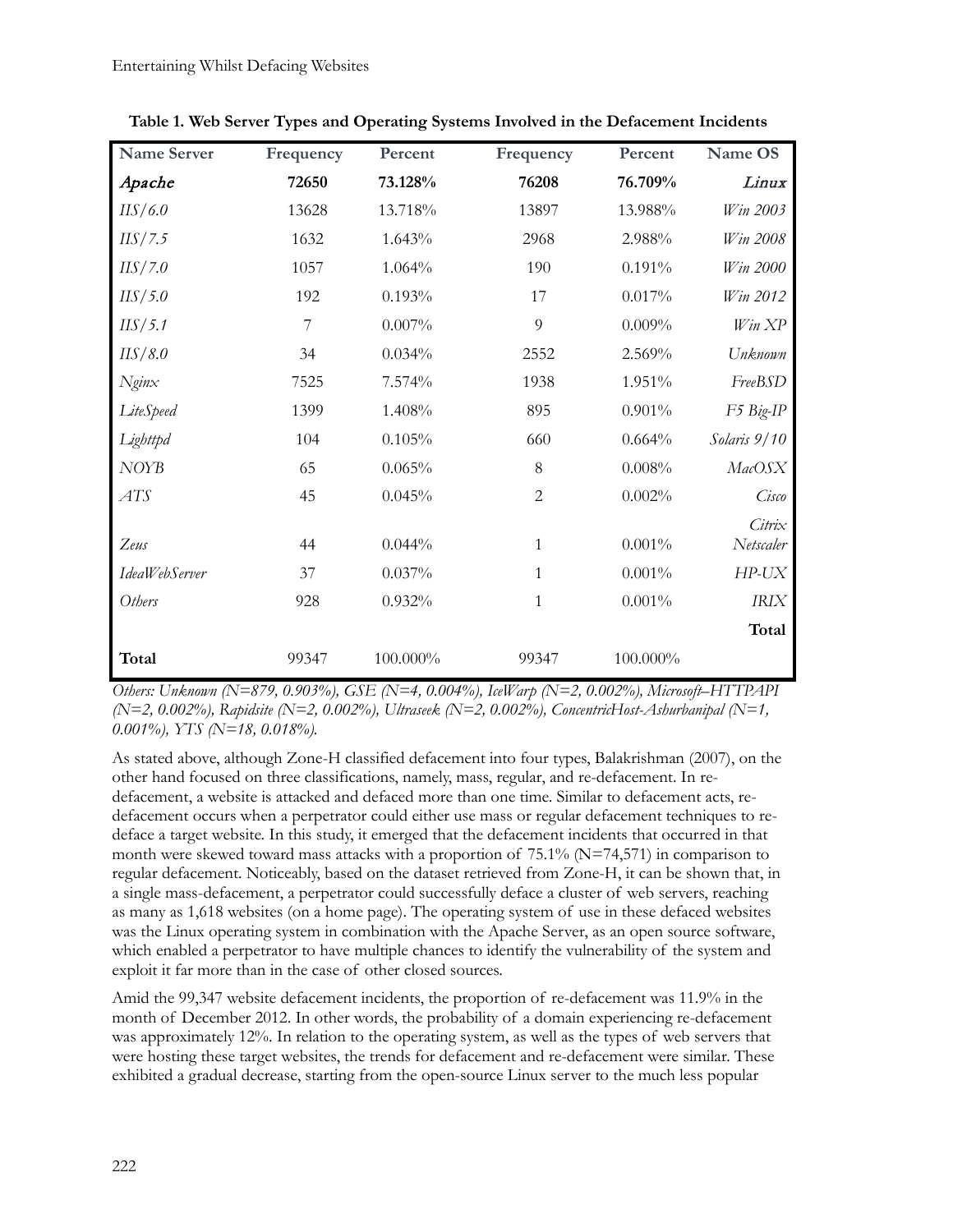**Table 1. Web Server Types and Operating Systems Involved in the Defacement Incidents**

| Name Server | Frequency | Percent | Frequency | Percent | Name OS |
|---|---|---|---|---|---|
| ***Apache*** | **72650** | **73.128%** | **76208** | **76.709%** | ***Linux*** |
| *IIS/6.0* | 13628 | 13.718% | 13897 | 13.988% | *Win 2003* |
| *IIS/7.5* | 1632 | 1.643% | 2968 | 2.988% | *Win 2008* |
| *IIS/7.0* | 1057 | 1.064% | 190 | 0.191% | *Win 2000* |
| *IIS/5.0* | 192 | 0.193% | 17 | 0.017% | *Win 2012* |
| *IIS/5.1* | 7 | 0.007% | 9 | 0.009% | *Win XP* |
| *IIS/8.0* | 34 | 0.034% | 2552 | 2.569% | *Unknown* |
| *Nginx* | 7525 | 7.574% | 1938 | 1.951% | *FreeBSD* |
| *LiteSpeed* | 1399 | 1.408% | 895 | 0.901% | *F5 Big-IP* |
| *Lighttpd* | 104 | 0.105% | 660 | 0.664% | *Solaris 9/10* |
| *NOYB* | 65 | 0.065% | 8 | 0.008% | *MacOSX* |
| *ATS* | 45 | 0.045% | 2 | 0.002% | *Cisco* |
| *Zeus* | 44 | 0.044% | 1 | 0.001% | *Citrix Netscaler* |
| *IdeaWebServer* | 37 | 0.037% | 1 | 0.001% | *HP-UX* |
| *Others* | 928 | 0.932% | 1 | 0.001% | *IRIX* |
| | | | | | **Total** |
| **Total** | 99347 | 100.000% | 99347 | 100.000% | |

*Others: Unknown (N=879, 0.903%), GSE (N=4, 0.004%), IceWarp (N=2, 0.002%), Microsoft–HTTPAPI (N=2, 0.002%), Rapidsite (N=2, 0.002%), Ultraseek (N=2, 0.002%), ConcentricHost-Ashurbanipal (N=1, 0.001%), YTS (N=18, 0.018%).*

As stated above, although Zone-H classified defacement into four types, Balakrishman (2007), on the other hand focused on three classifications, namely, mass, regular, and re-defacement. In re-defacement, a website is attacked and defaced more than one time. Similar to defacement acts, re-defacement occurs when a perpetrator could either use mass or regular defacement techniques to re-deface a target website. In this study, it emerged that the defacement incidents that occurred in that month were skewed toward mass attacks with a proportion of 75.1% (N=74,571) in comparison to regular defacement. Noticeably, based on the dataset retrieved from Zone-H, it can be shown that, in a single mass-defacement, a perpetrator could successfully deface a cluster of web servers, reaching as many as 1,618 websites (on a home page). The operating system of use in these defaced websites was the Linux operating system in combination with the Apache Server, as an open source software, which enabled a perpetrator to have multiple chances to identify the vulnerability of the system and exploit it far more than in the case of other closed sources.

Amid the 99,347 website defacement incidents, the proportion of re-defacement was 11.9% in the month of December 2012. In other words, the probability of a domain experiencing re-defacement was approximately 12%. In relation to the operating system, as well as the types of web servers that were hosting these target websites, the trends for defacement and re-defacement were similar. These exhibited a gradual decrease, starting from the open-source Linux server to the much less popular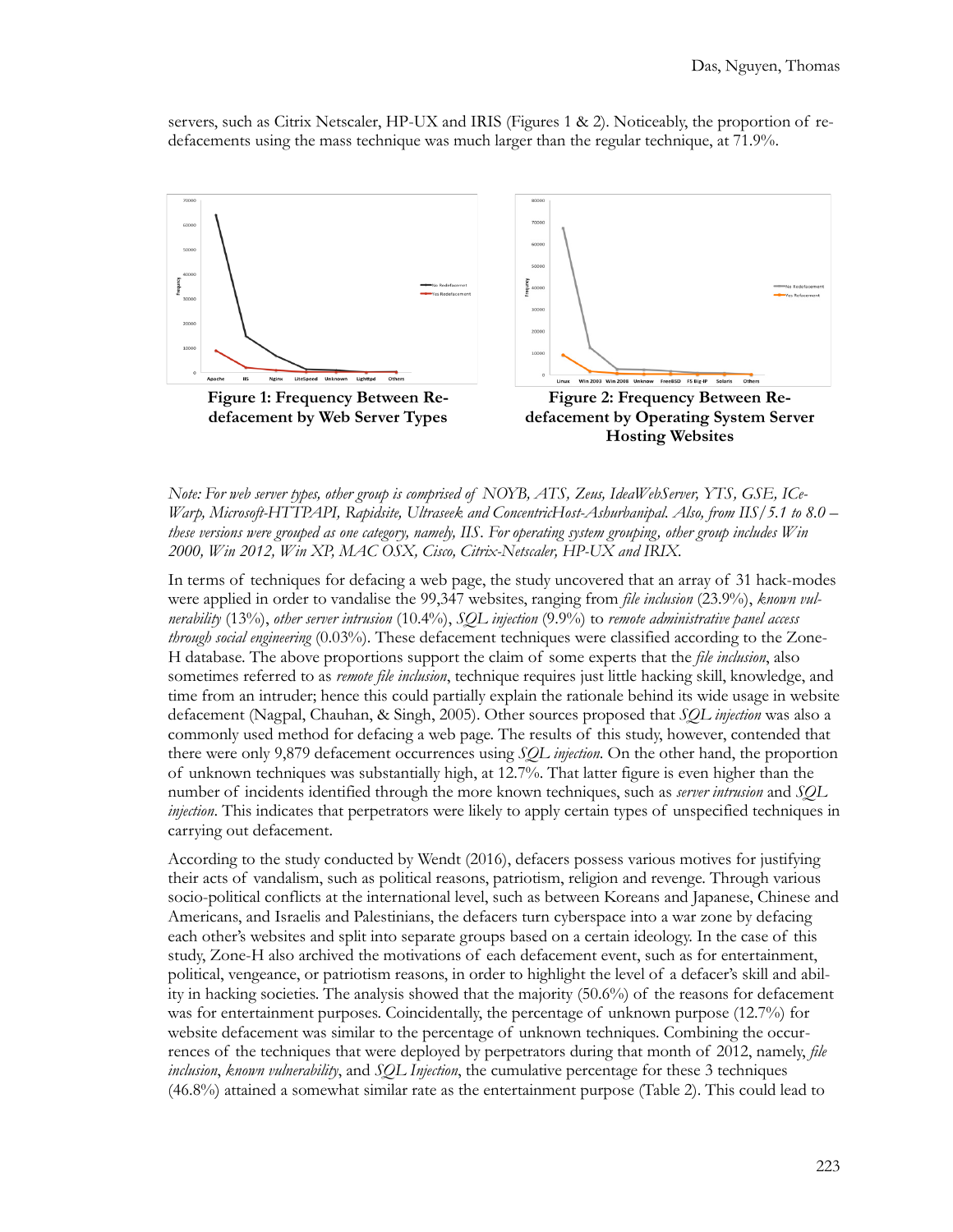servers, such as Citrix Netscaler, HP-UX and IRIS (Figures 1 & 2). Noticeably, the proportion of re-defacements using the mass technique was much larger than the regular technique, at 71.9%.

**Figure 1: Frequency Between Re-defacement by Web Server Types**

**Figure 2: Frequency Between Re-defacement by Operating System Server Hosting Websites**

*Note: For web server types, other group is comprised of NOYB, ATS, Zeus, IdeaWebServer, YTS, GSE, ICe-Warp, Microsoft-HTTPAPI, Rapidsite, Ultraseek and ConcentricHost-Ashurbanipal. Also, from IIS/5.1 to 8.0 – these versions were grouped as one category, namely, IIS. For operating system grouping, other group includes Win 2000, Win 2012, Win XP, MAC OSX, Cisco, Citrix-Netscaler, HP-UX and IRIX.*

In terms of techniques for defacing a web page, the study uncovered that an array of 31 hack-modes were applied in order to vandalise the 99,347 websites, ranging from *file inclusion* (23.9%), *known vulnerability* (13%), *other server intrusion* (10.4%), *SQL injection* (9.9%) to *remote administrative panel access through social engineering* (0.03%). These defacement techniques were classified according to the Zone-H database. The above proportions support the claim of some experts that the *file inclusion*, also sometimes referred to as *remote file inclusion*, technique requires just little hacking skill, knowledge, and time from an intruder; hence this could partially explain the rationale behind its wide usage in website defacement (Nagpal, Chauhan, & Singh, 2005). Other sources proposed that *SQL injection* was also a commonly used method for defacing a web page. The results of this study, however, contended that there were only 9,879 defacement occurrences using *SQL injection*. On the other hand, the proportion of unknown techniques was substantially high, at 12.7%. That latter figure is even higher than the number of incidents identified through the more known techniques, such as *server intrusion* and *SQL injection*. This indicates that perpetrators were likely to apply certain types of unspecified techniques in carrying out defacement.

According to the study conducted by Wendt (2016), defacers possess various motives for justifying their acts of vandalism, such as political reasons, patriotism, religion and revenge. Through various socio-political conflicts at the international level, such as between Koreans and Japanese, Chinese and Americans, and Israelis and Palestinians, the defacers turn cyberspace into a war zone by defacing each other's websites and split into separate groups based on a certain ideology. In the case of this study, Zone-H also archived the motivations of each defacement event, such as for entertainment, political, vengeance, or patriotism reasons, in order to highlight the level of a defacer's skill and ability in hacking societies. The analysis showed that the majority (50.6%) of the reasons for defacement was for entertainment purposes. Coincidentally, the percentage of unknown purpose (12.7%) for website defacement was similar to the percentage of unknown techniques. Combining the occurrences of the techniques that were deployed by perpetrators during that month of 2012, namely, *file inclusion*, *known vulnerability*, and *SQL Injection*, the cumulative percentage for these 3 techniques (46.8%) attained a somewhat similar rate as the entertainment purpose (Table 2). This could lead to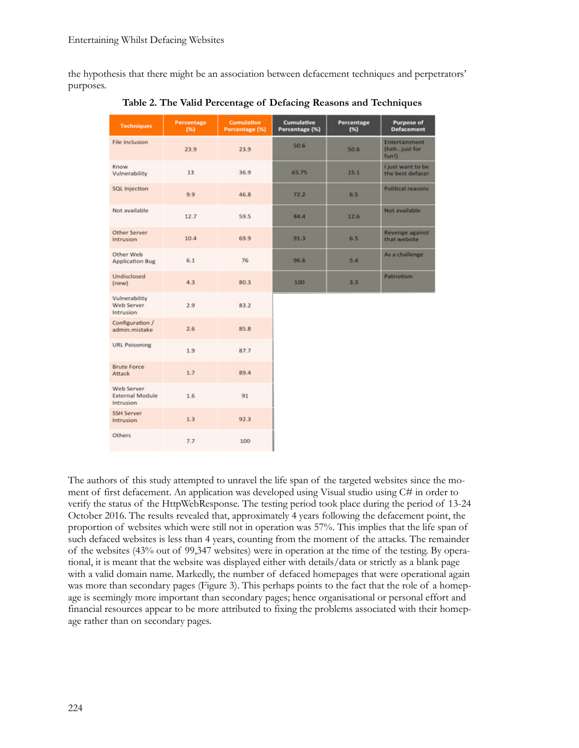the hypothesis that there might be an association between defacement techniques and perpetrators' purposes.

**Table 2. The Valid Percentage of Defacing Reasons and Techniques**

| Techniques | Percentage (%) | Cumulative Percentage (%) | Cumulative Percentage (%) | Percentage (%) | Purpose of Defacement |
|---|---|---|---|---|---|
| File Inclusion | 23.9 | 23.9 | 50.6 | 50.6 | Entertainment (heh...just for fun!) |
| Know Vulnerability | 13 | 36.9 | 65.75 | 15.1 | I just want to be the best defacer |
| SQL Injection | 9.9 | 46.8 | 72.2 | 6.5 | Political reasons |
| Not available | 12.7 | 59.5 | 84.4 | 12.6 | Not available |
| Other Server Intrusion | 10.4 | 69.9 | 91.3 | 6.5 | Revenge against that website |
| Other Web Application Bug | 6.1 | 76 | 96.6 | 5.4 | As a challenge |
| Undisclosed (new) | 4.3 | 80.3 | 100 | 3.3 | Patriotism |
| Vulnerability Web Server Intrusion | 2.9 | 83.2 | | | |
| Configuration / admin.mistake | 2.6 | 85.8 | | | |
| URL Poisoning | 1.9 | 87.7 | | | |
| Brute Force Attack | 1.7 | 89.4 | | | |
| Web Server External Module Intrusion | 1.6 | 91 | | | |
| SSH Server Intrusion | 1.3 | 92.3 | | | |
| Others | 7.7 | 100 | | | |

The authors of this study attempted to unravel the life span of the targeted websites since the moment of first defacement. An application was developed using Visual studio using C# in order to verify the status of the HttpWebResponse. The testing period took place during the period of 13-24 October 2016. The results revealed that, approximately 4 years following the defacement point, the proportion of websites which were still not in operation was 57%. This implies that the life span of such defaced websites is less than 4 years, counting from the moment of the attacks. The remainder of the websites (43% out of 99,347 websites) were in operation at the time of the testing. By operational, it is meant that the website was displayed either with details/data or strictly as a blank page with a valid domain name. Markedly, the number of defaced homepages that were operational again was more than secondary pages (Figure 3). This perhaps points to the fact that the role of a homepage is seemingly more important than secondary pages; hence organisational or personal effort and financial resources appear to be more attributed to fixing the problems associated with their homepage rather than on secondary pages.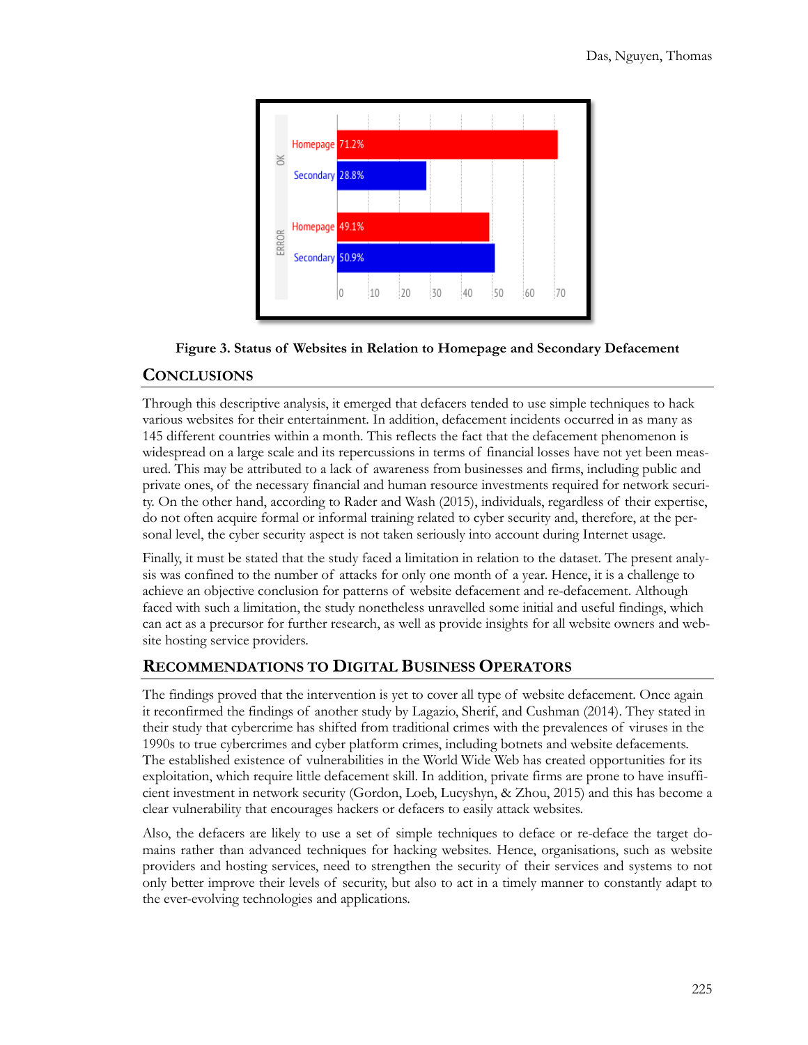Figure 3. Status of Websites in Relation to Homepage and Secondary Defacement

## CONCLUSIONS

Through this descriptive analysis, it emerged that defacers tended to use simple techniques to hack various websites for their entertainment. In addition, defacement incidents occurred in as many as 145 different countries within a month. This reflects the fact that the defacement phenomenon is widespread on a large scale and its repercussions in terms of financial losses have not yet been measured. This may be attributed to a lack of awareness from businesses and firms, including public and private ones, of the necessary financial and human resource investments required for network security. On the other hand, according to Rader and Wash (2015), individuals, regardless of their expertise, do not often acquire formal or informal training related to cyber security and, therefore, at the personal level, the cyber security aspect is not taken seriously into account during Internet usage.

Finally, it must be stated that the study faced a limitation in relation to the dataset. The present analysis was confined to the number of attacks for only one month of a year. Hence, it is a challenge to achieve an objective conclusion for patterns of website defacement and re-defacement. Although faced with such a limitation, the study nonetheless unravelled some initial and useful findings, which can act as a precursor for further research, as well as provide insights for all website owners and website hosting service providers.

## RECOMMENDATIONS TO DIGITAL BUSINESS OPERATORS

The findings proved that the intervention is yet to cover all type of website defacement. Once again it reconfirmed the findings of another study by Lagazio, Sherif, and Cushman (2014). They stated in their study that cybercrime has shifted from traditional crimes with the prevalences of viruses in the 1990s to true cybercrimes and cyber platform crimes, including botnets and website defacements. The established existence of vulnerabilities in the World Wide Web has created opportunities for its exploitation, which require little defacement skill. In addition, private firms are prone to have insufficient investment in network security (Gordon, Loeb, Lucyshyn, & Zhou, 2015) and this has become a clear vulnerability that encourages hackers or defacers to easily attack websites.

Also, the defacers are likely to use a set of simple techniques to deface or re-deface the target domains rather than advanced techniques for hacking websites. Hence, organisations, such as website providers and hosting services, need to strengthen the security of their services and systems to not only better improve their levels of security, but also to act in a timely manner to constantly adapt to the ever-evolving technologies and applications.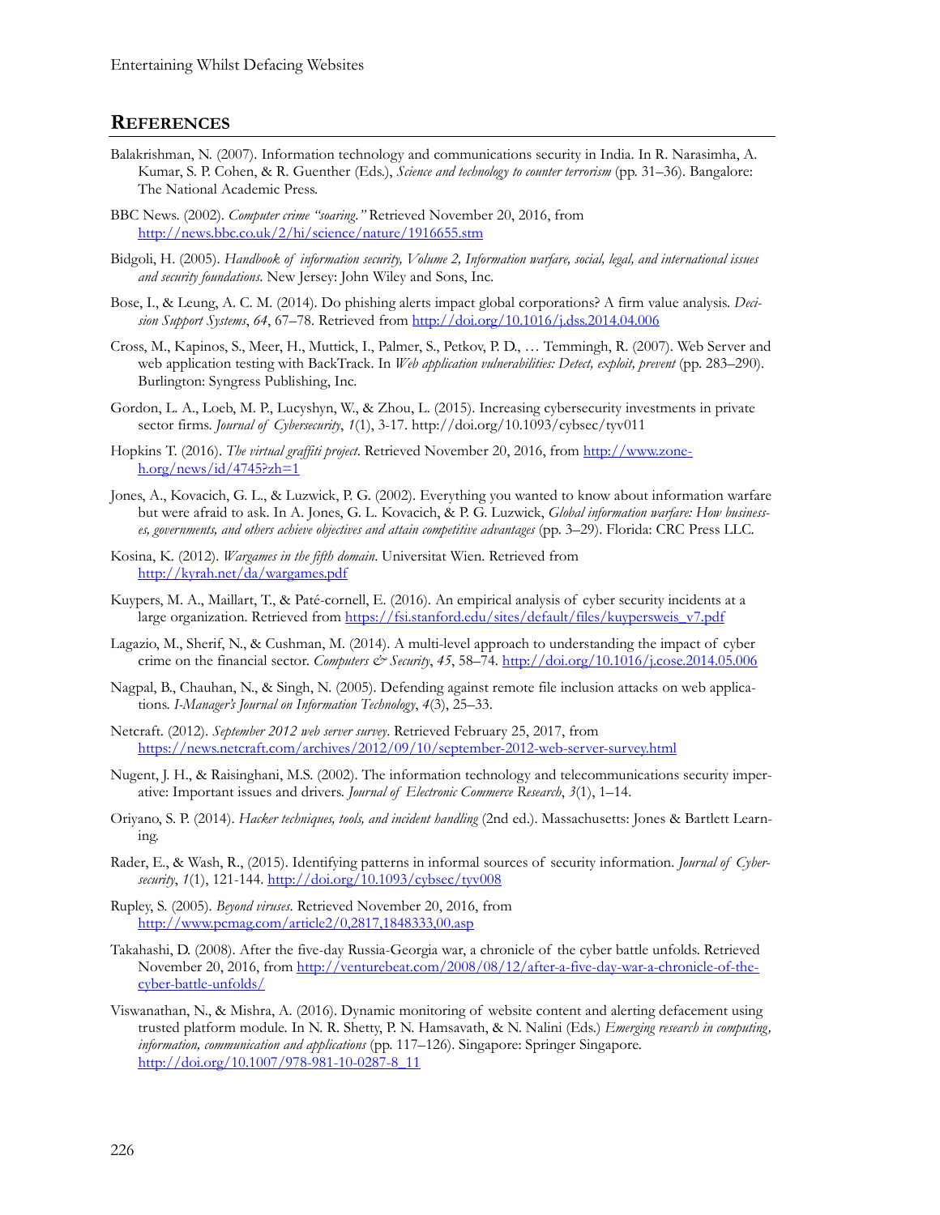## References

Balakrishman, N. (2007). Information technology and communications security in India. In R. Narasimha, A. Kumar, S. P. Cohen, & R. Guenther (Eds.), *Science and technology to counter terrorism* (pp. 31–36). Bangalore: The National Academic Press.

BBC News. (2002). *Computer crime "soaring."* Retrieved November 20, 2016, from http://news.bbc.co.uk/2/hi/science/nature/1916655.stm

Bidgoli, H. (2005). *Handbook of information security, Volume 2, Information warfare, social, legal, and international issues and security foundations*. New Jersey: John Wiley and Sons, Inc.

Bose, I., & Leung, A. C. M. (2014). Do phishing alerts impact global corporations? A firm value analysis. *Decision Support Systems*, *64*, 67–78. Retrieved from http://doi.org/10.1016/j.dss.2014.04.006

Cross, M., Kapinos, S., Meer, H., Muttick, I., Palmer, S., Petkov, P. D., … Temmingh, R. (2007). Web Server and web application testing with BackTrack. In *Web application vulnerabilities: Detect, exploit, prevent* (pp. 283–290). Burlington: Syngress Publishing, Inc.

Gordon, L. A., Loeb, M. P., Lucyshyn, W., & Zhou, L. (2015). Increasing cybersecurity investments in private sector firms. *Journal of Cybersecurity*, *1*(1), 3-17. http://doi.org/10.1093/cybsec/tyv011

Hopkins T. (2016). *The virtual graffiti project*. Retrieved November 20, 2016, from http://www.zone-h.org/news/id/4745?zh=1

Jones, A., Kovacich, G. L., & Luzwick, P. G. (2002). Everything you wanted to know about information warfare but were afraid to ask. In A. Jones, G. L. Kovacich, & P. G. Luzwick, *Global information warfare: How businesses, governments, and others achieve objectives and attain competitive advantages* (pp. 3–29). Florida: CRC Press LLC.

Kosina, K. (2012). *Wargames in the fifth domain*. Universitat Wien. Retrieved from http://kyrah.net/da/wargames.pdf

Kuypers, M. A., Maillart, T., & Paté-cornell, E. (2016). An empirical analysis of cyber security incidents at a large organization. Retrieved from https://fsi.stanford.edu/sites/default/files/kuypersweis_v7.pdf

Lagazio, M., Sherif, N., & Cushman, M. (2014). A multi-level approach to understanding the impact of cyber crime on the financial sector. *Computers & Security*, *45*, 58–74. http://doi.org/10.1016/j.cose.2014.05.006

Nagpal, B., Chauhan, N., & Singh, N. (2005). Defending against remote file inclusion attacks on web applications. *I-Manager's Journal on Information Technology*, *4*(3), 25–33.

Netcraft. (2012). *September 2012 web server survey*. Retrieved February 25, 2017, from https://news.netcraft.com/archives/2012/09/10/september-2012-web-server-survey.html

Nugent, J. H., & Raisinghani, M.S. (2002). The information technology and telecommunications security imperative: Important issues and drivers. *Journal of Electronic Commerce Research*, *3*(1), 1–14.

Oriyano, S. P. (2014). *Hacker techniques, tools, and incident handling* (2nd ed.). Massachusetts: Jones & Bartlett Learning.

Rader, E., & Wash, R., (2015). Identifying patterns in informal sources of security information. *Journal of Cybersecurity*, *1*(1), 121-144. http://doi.org/10.1093/cybsec/tyv008

Rupley, S. (2005). *Beyond viruses*. Retrieved November 20, 2016, from http://www.pcmag.com/article2/0,2817,1848333,00.asp

Takahashi, D. (2008). After the five-day Russia-Georgia war, a chronicle of the cyber battle unfolds. Retrieved November 20, 2016, from http://venturebeat.com/2008/08/12/after-a-five-day-war-a-chronicle-of-the-cyber-battle-unfolds/

Viswanathan, N., & Mishra, A. (2016). Dynamic monitoring of website content and alerting defacement using trusted platform module. In N. R. Shetty, P. N. Hamsavath, & N. Nalini (Eds.) *Emerging research in computing, information, communication and applications* (pp. 117–126). Singapore: Springer Singapore. http://doi.org/10.1007/978-981-10-0287-8_11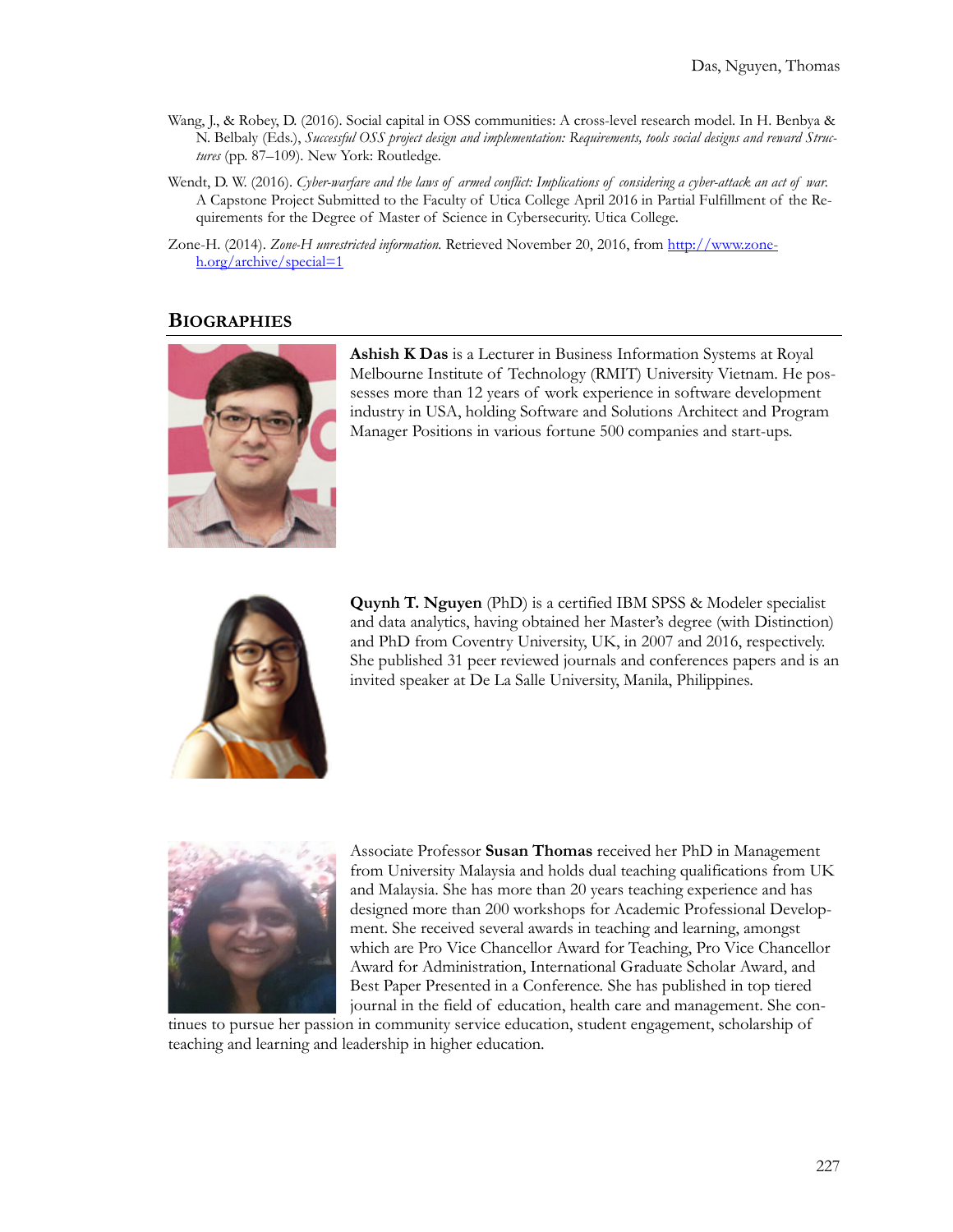Wang, J., & Robey, D. (2016). Social capital in OSS communities: A cross-level research model. In H. Benbya & N. Belbaly (Eds.), *Successful OSS project design and implementation: Requirements, tools social designs and reward Structures* (pp. 87–109). New York: Routledge.

Wendt, D. W. (2016). *Cyber-warfare and the laws of armed conflict: Implications of considering a cyber-attack an act of war.* A Capstone Project Submitted to the Faculty of Utica College April 2016 in Partial Fulfillment of the Requirements for the Degree of Master of Science in Cybersecurity. Utica College.

Zone-H. (2014). *Zone-H unrestricted information.* Retrieved November 20, 2016, from http://www.zone-h.org/archive/special=1

## Biographies

**Ashish K Das** is a Lecturer in Business Information Systems at Royal Melbourne Institute of Technology (RMIT) University Vietnam. He possesses more than 12 years of work experience in software development industry in USA, holding Software and Solutions Architect and Program Manager Positions in various fortune 500 companies and start-ups.

**Quynh T. Nguyen** (PhD) is a certified IBM SPSS & Modeler specialist and data analytics, having obtained her Master's degree (with Distinction) and PhD from Coventry University, UK, in 2007 and 2016, respectively. She published 31 peer reviewed journals and conferences papers and is an invited speaker at De La Salle University, Manila, Philippines.

Associate Professor **Susan Thomas** received her PhD in Management from University Malaysia and holds dual teaching qualifications from UK and Malaysia. She has more than 20 years teaching experience and has designed more than 200 workshops for Academic Professional Development. She received several awards in teaching and learning, amongst which are Pro Vice Chancellor Award for Teaching, Pro Vice Chancellor Award for Administration, International Graduate Scholar Award, and Best Paper Presented in a Conference. She has published in top tiered journal in the field of education, health care and management. She continues to pursue her passion in community service education, student engagement, scholarship of teaching and learning and leadership in higher education.